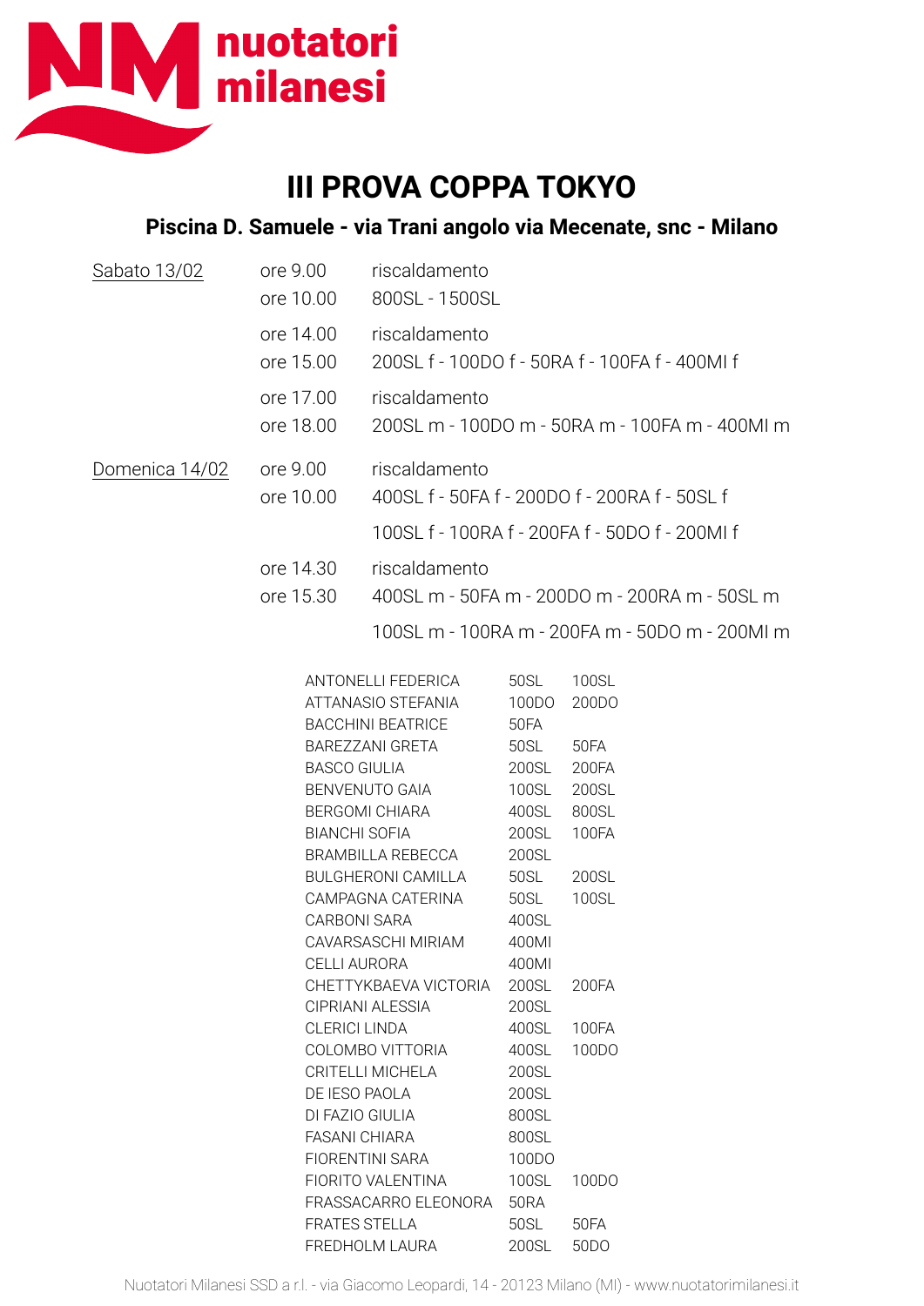# III PROVA COPPA TOKYO

## Piscina D. Samuele - via Trani angolo via Mecenate, snc - Milano

| | | |
|---|---|---|
| Sabato 13/02 | ore 9.00 | riscaldamento |
| | ore 10.00 | 800SL - 1500SL |
| | ore 14.00 | riscaldamento |
| | ore 15.00 | 200SL f - 100DO f - 50RA f - 100FA f - 400MI f |
| | ore 17.00 | riscaldamento |
| | ore 18.00 | 200SL m - 100DO m - 50RA m - 100FA m - 400MI m |
| Domenica 14/02 | ore 9.00 | riscaldamento |
| | ore 10.00 | 400SL f - 50FA f - 200DO f - 200RA f - 50SL f |
| | | 100SL f - 100RA f - 200FA f - 50DO f - 200MI f |
| | ore 14.30 | riscaldamento |
| | ore 15.30 | 400SL m - 50FA m - 200DO m - 200RA m - 50SL m |
| | | 100SL m - 100RA m - 200FA m - 50DO m - 200MI m |

| | | |
|---|---|---|
| ANTONELLI FEDERICA | 50SL | 100SL |
| ATTANASIO STEFANIA | 100DO | 200DO |
| BACCHINI BEATRICE | 50FA | |
| BAREZZANI GRETA | 50SL | 50FA |
| BASCO GIULIA | 200SL | 200FA |
| BENVENUTO GAIA | 100SL | 200SL |
| BERGOMI CHIARA | 400SL | 800SL |
| BIANCHI SOFIA | 200SL | 100FA |
| BRAMBILLA REBECCA | 200SL | |
| BULGHERONI CAMILLA | 50SL | 200SL |
| CAMPAGNA CATERINA | 50SL | 100SL |
| CARBONI SARA | 400SL | |
| CAVARSASCHI MIRIAM | 400MI | |
| CELLI AURORA | 400MI | |
| CHETTYKBAEVA VICTORIA | 200SL | 200FA |
| CIPRIANI ALESSIA | 200SL | |
| CLERICI LINDA | 400SL | 100FA |
| COLOMBO VITTORIA | 400SL | 100DO |
| CRITELLI MICHELA | 200SL | |
| DE IESO PAOLA | 200SL | |
| DI FAZIO GIULIA | 800SL | |
| FASANI CHIARA | 800SL | |
| FIORENTINI SARA | 100DO | |
| FIORITO VALENTINA | 100SL | 100DO |
| FRASSACARRO ELEONORA | 50RA | |
| FRATES STELLA | 50SL | 50FA |
| FREDHOLM LAURA | 200SL | 50DO |

Nuotatori Milanesi SSD a r.l. - via Giacomo Leopardi, 14 - 20123 Milano (MI) - www.nuotatorimilanesi.it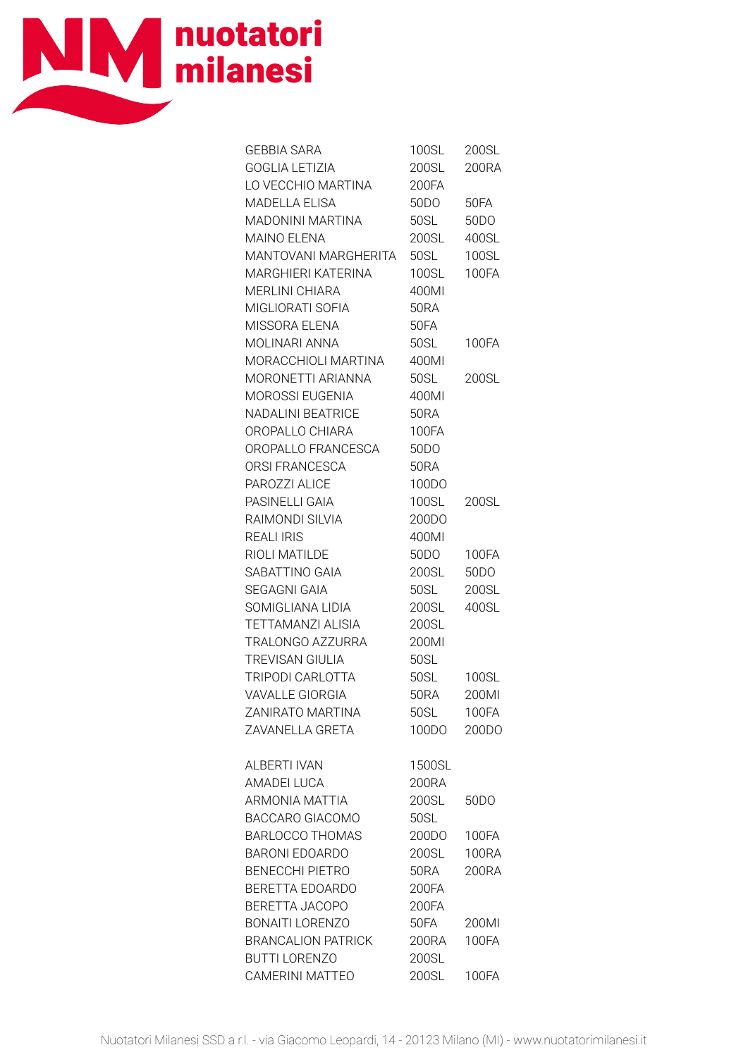| | | |
|---|---|---|
| GEBBIA SARA | 100SL | 200SL |
| GOGLIA LETIZIA | 200SL | 200RA |
| LO VECCHIO MARTINA | 200FA | |
| MADELLA ELISA | 50DO | 50FA |
| MADONINI MARTINA | 50SL | 50DO |
| MAINO ELENA | 200SL | 400SL |
| MANTOVANI MARGHERITA | 50SL | 100SL |
| MARGHIERI KATERINA | 100SL | 100FA |
| MERLINI CHIARA | 400MI | |
| MIGLIORATI SOFIA | 50RA | |
| MISSORA ELENA | 50FA | |
| MOLINARI ANNA | 50SL | 100FA |
| MORACCHIOLI MARTINA | 400MI | |
| MORONETTI ARIANNA | 50SL | 200SL |
| MOROSSI EUGENIA | 400MI | |
| NADALINI BEATRICE | 50RA | |
| OROPALLO CHIARA | 100FA | |
| OROPALLO FRANCESCA | 50DO | |
| ORSI FRANCESCA | 50RA | |
| PAROZZI ALICE | 100DO | |
| PASINELLI GAIA | 100SL | 200SL |
| RAIMONDI SILVIA | 200DO | |
| REALI IRIS | 400MI | |
| RIOLI MATILDE | 50DO | 100FA |
| SABATTINO GAIA | 200SL | 50DO |
| SEGAGNI GAIA | 50SL | 200SL |
| SOMIGLIANA LIDIA | 200SL | 400SL |
| TETTAMANZI ALISIA | 200SL | |
| TRALONGO AZZURRA | 200MI | |
| TREVISAN GIULIA | 50SL | |
| TRIPODI CARLOTTA | 50SL | 100SL |
| VAVALLE GIORGIA | 50RA | 200MI |
| ZANIRATO MARTINA | 50SL | 100FA |
| ZAVANELLA GRETA | 100DO | 200DO |

| | | |
|---|---|---|
| ALBERTI IVAN | 1500SL | |
| AMADEI LUCA | 200RA | |
| ARMONIA MATTIA | 200SL | 50DO |
| BACCARO GIACOMO | 50SL | |
| BARLOCCO THOMAS | 200DO | 100FA |
| BARONI EDOARDO | 200SL | 100RA |
| BENECCHI PIETRO | 50RA | 200RA |
| BERETTA EDOARDO | 200FA | |
| BERETTA JACOPO | 200FA | |
| BONAITI LORENZO | 50FA | 200MI |
| BRANCALION PATRICK | 200RA | 100FA |
| BUTTI LORENZO | 200SL | |
| CAMERINI MATTEO | 200SL | 100FA |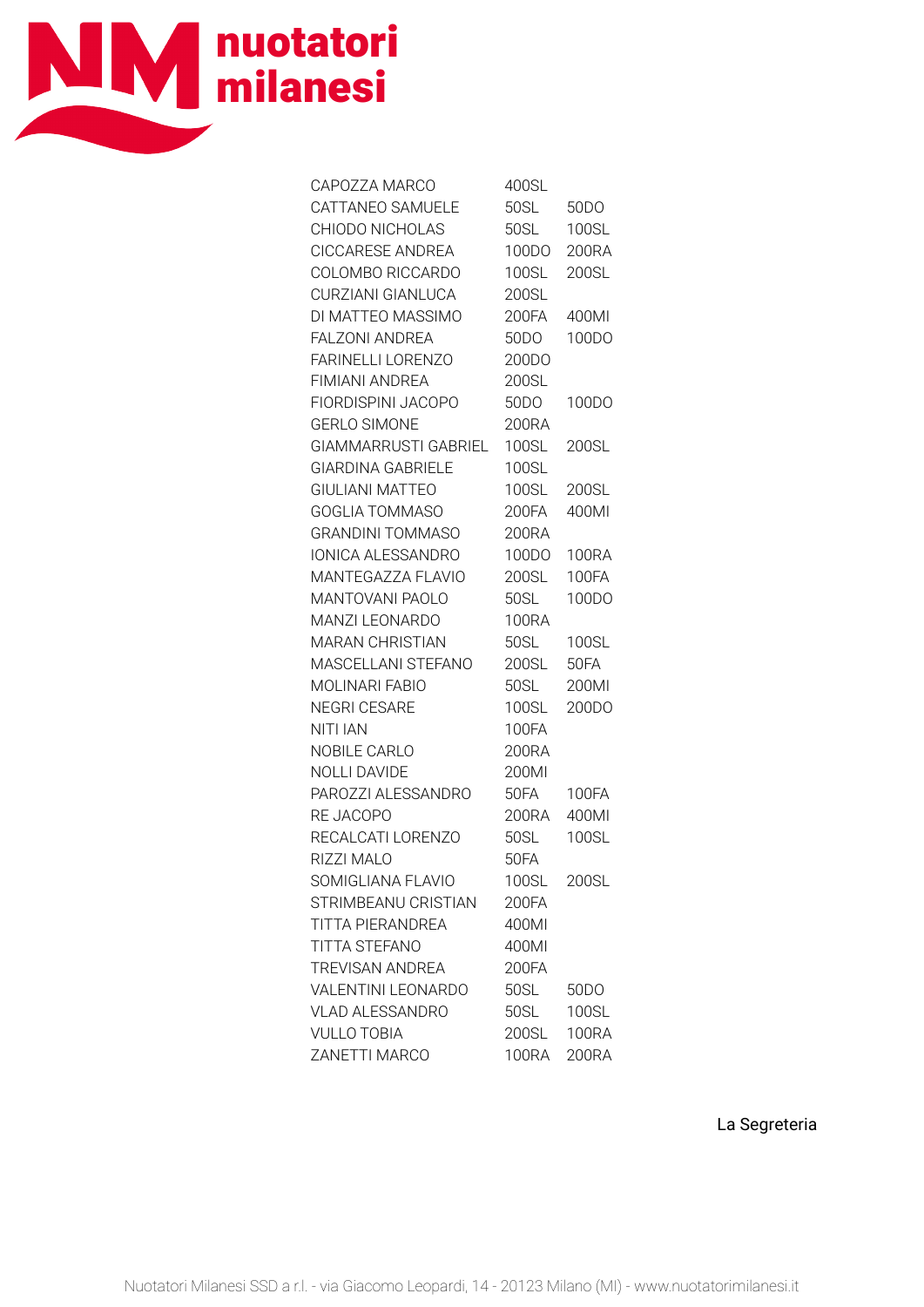| | | |
|---|---|---|
| CAPOZZA MARCO | 400SL | |
| CATTANEO SAMUELE | 50SL | 50DO |
| CHIODO NICHOLAS | 50SL | 100SL |
| CICCARESE ANDREA | 100DO | 200RA |
| COLOMBO RICCARDO | 100SL | 200SL |
| CURZIANI GIANLUCA | 200SL | |
| DI MATTEO MASSIMO | 200FA | 400MI |
| FALZONI ANDREA | 50DO | 100DO |
| FARINELLI LORENZO | 200DO | |
| FIMIANI ANDREA | 200SL | |
| FIORDISPINI JACOPO | 50DO | 100DO |
| GERLO SIMONE | 200RA | |
| GIAMMARRUSTI GABRIEL | 100SL | 200SL |
| GIARDINA GABRIELE | 100SL | |
| GIULIANI MATTEO | 100SL | 200SL |
| GOGLIA TOMMASO | 200FA | 400MI |
| GRANDINI TOMMASO | 200RA | |
| IONICA ALESSANDRO | 100DO | 100RA |
| MANTEGAZZA FLAVIO | 200SL | 100FA |
| MANTOVANI PAOLO | 50SL | 100DO |
| MANZI LEONARDO | 100RA | |
| MARAN CHRISTIAN | 50SL | 100SL |
| MASCELLANI STEFANO | 200SL | 50FA |
| MOLINARI FABIO | 50SL | 200MI |
| NEGRI CESARE | 100SL | 200DO |
| NITI IAN | 100FA | |
| NOBILE CARLO | 200RA | |
| NOLLI DAVIDE | 200MI | |
| PAROZZI ALESSANDRO | 50FA | 100FA |
| RE JACOPO | 200RA | 400MI |
| RECALCATI LORENZO | 50SL | 100SL |
| RIZZI MALO | 50FA | |
| SOMIGLIANA FLAVIO | 100SL | 200SL |
| STRIMBEANU CRISTIAN | 200FA | |
| TITTA PIERANDREA | 400MI | |
| TITTA STEFANO | 400MI | |
| TREVISAN ANDREA | 200FA | |
| VALENTINI LEONARDO | 50SL | 50DO |
| VLAD ALESSANDRO | 50SL | 100SL |
| VULLO TOBIA | 200SL | 100RA |
| ZANETTI MARCO | 100RA | 200RA |

La Segreteria